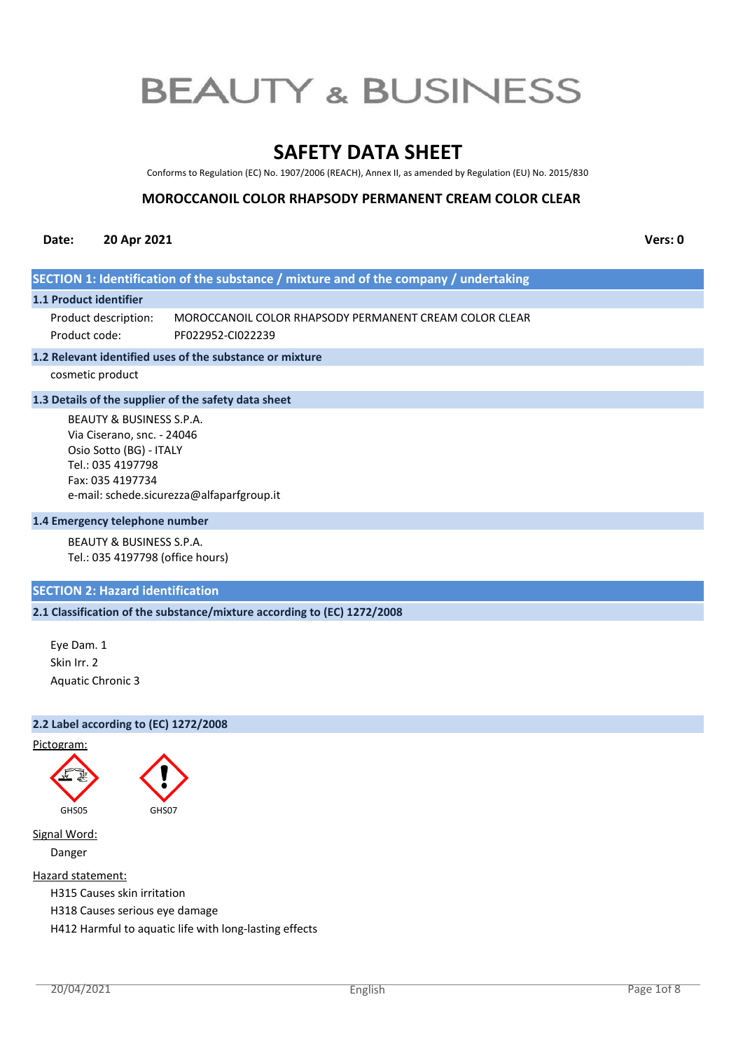# BEAUTY & BUSINESS

# SAFETY DATA SHEET

Conforms to Regulation (EC) No. 1907/2006 (REACH), Annex II, as amended by Regulation (EU) No. 2015/830

**MOROCCANOIL COLOR RHAPSODY PERMANENT CREAM COLOR CLEAR**

**Date:** **20 Apr 2021** **Vers: 0**

## SECTION 1: Identification of the substance / mixture and of the company / undertaking

### 1.1 Product identifier

Product description: MOROCCANOIL COLOR RHAPSODY PERMANENT CREAM COLOR CLEAR

Product code: PF022952-CI022239

### 1.2 Relevant identified uses of the substance or mixture

cosmetic product

### 1.3 Details of the supplier of the safety data sheet

BEAUTY & BUSINESS S.P.A.
Via Ciserano, snc. - 24046
Osio Sotto (BG) - ITALY
Tel.: 035 4197798
Fax: 035 4197734
e-mail: schede.sicurezza@alfaparfgroup.it

### 1.4 Emergency telephone number

BEAUTY & BUSINESS S.P.A.
Tel.: 035 4197798 (office hours)

## SECTION 2: Hazard identification

### 2.1 Classification of the substance/mixture according to (EC) 1272/2008

Eye Dam. 1
Skin Irr. 2
Aquatic Chronic 3

### 2.2 Label according to (EC) 1272/2008

Pictogram:

GHS05 GHS07

Signal Word:

Danger

Hazard statement:

H315 Causes skin irritation
H318 Causes serious eye damage
H412 Harmful to aquatic life with long-lasting effects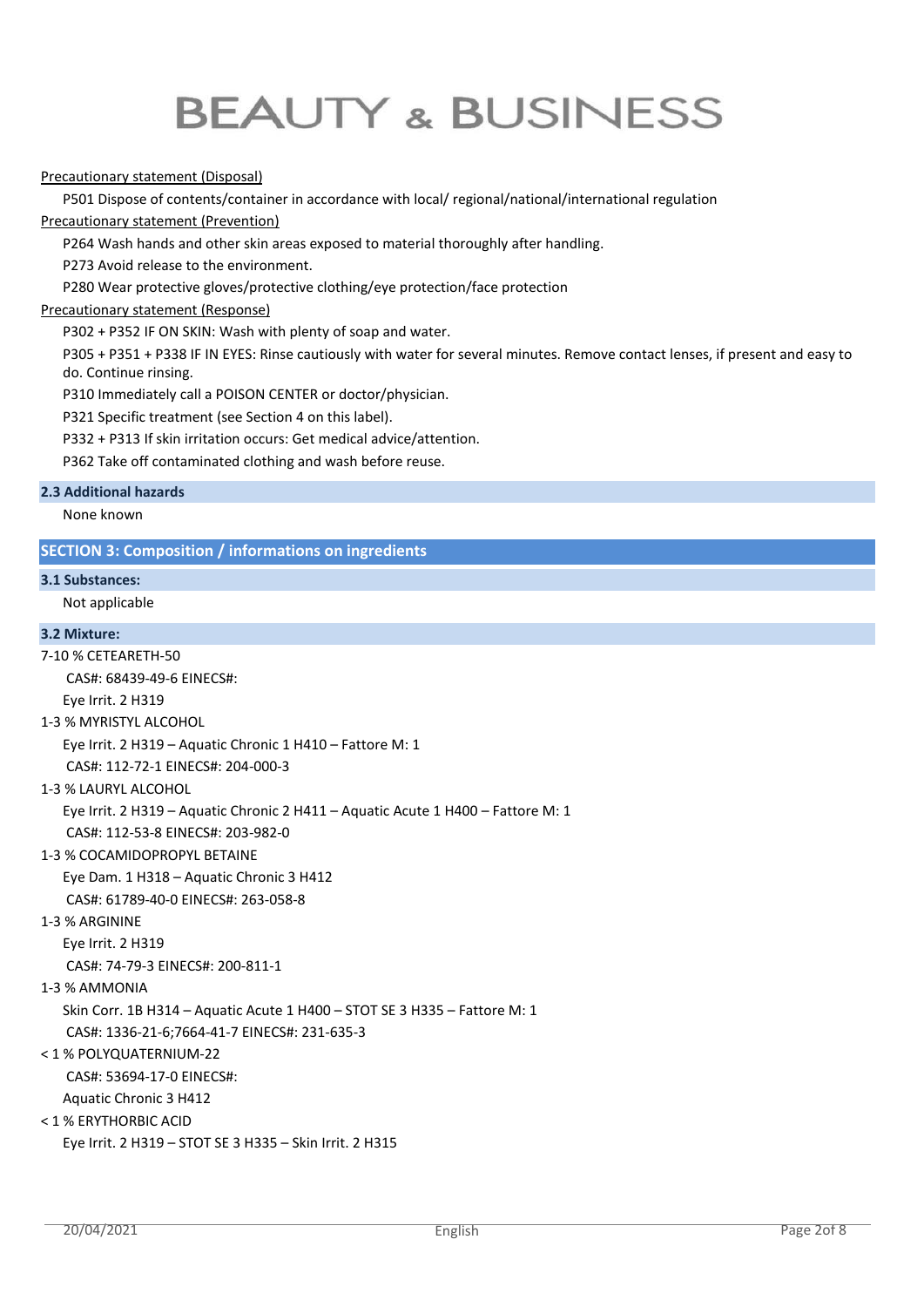Precautionary statement (Disposal)

P501 Dispose of contents/container in accordance with local/ regional/national/international regulation

Precautionary statement (Prevention)

P264 Wash hands and other skin areas exposed to material thoroughly after handling.

P273 Avoid release to the environment.

P280 Wear protective gloves/protective clothing/eye protection/face protection

Precautionary statement (Response)

P302 + P352 IF ON SKIN: Wash with plenty of soap and water.

P305 + P351 + P338 IF IN EYES: Rinse cautiously with water for several minutes. Remove contact lenses, if present and easy to do. Continue rinsing.

P310 Immediately call a POISON CENTER or doctor/physician.

P321 Specific treatment (see Section 4 on this label).

P332 + P313 If skin irritation occurs: Get medical advice/attention.

P362 Take off contaminated clothing and wash before reuse.

### 2.3 Additional hazards

None known

## SECTION 3: Composition / informations on ingredients

### 3.1 Substances:

Not applicable

### 3.2 Mixture:

7-10 % CETEARETH-50
CAS#: 68439-49-6 EINECS#:
Eye Irrit. 2 H319

1-3 % MYRISTYL ALCOHOL
Eye Irrit. 2 H319 – Aquatic Chronic 1 H410 – Fattore M: 1
CAS#: 112-72-1 EINECS#: 204-000-3

1-3 % LAURYL ALCOHOL
Eye Irrit. 2 H319 – Aquatic Chronic 2 H411 – Aquatic Acute 1 H400 – Fattore M: 1
CAS#: 112-53-8 EINECS#: 203-982-0

1-3 % COCAMIDOPROPYL BETAINE
Eye Dam. 1 H318 – Aquatic Chronic 3 H412
CAS#: 61789-40-0 EINECS#: 263-058-8

1-3 % ARGININE
Eye Irrit. 2 H319
CAS#: 74-79-3 EINECS#: 200-811-1

1-3 % AMMONIA
Skin Corr. 1B H314 – Aquatic Acute 1 H400 – STOT SE 3 H335 – Fattore M: 1
CAS#: 1336-21-6;7664-41-7 EINECS#: 231-635-3

< 1 % POLYQUATERNIUM-22
CAS#: 53694-17-0 EINECS#:
Aquatic Chronic 3 H412

< 1 % ERYTHORBIC ACID
Eye Irrit. 2 H319 – STOT SE 3 H335 – Skin Irrit. 2 H315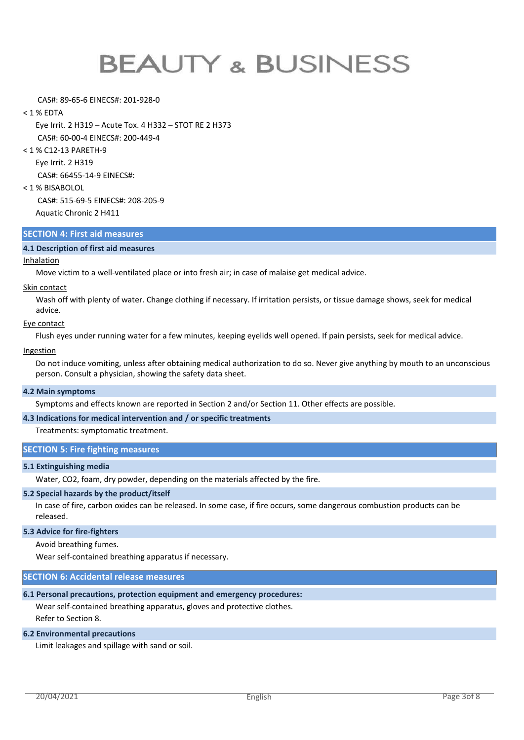CAS#: 89-65-6 EINECS#: 201-928-0

< 1 % EDTA

Eye Irrit. 2 H319 – Acute Tox. 4 H332 – STOT RE 2 H373

CAS#: 60-00-4 EINECS#: 200-449-4

< 1 % C12-13 PARETH-9

Eye Irrit. 2 H319

CAS#: 66455-14-9 EINECS#:

< 1 % BISABOLOL

CAS#: 515-69-5 EINECS#: 208-205-9

Aquatic Chronic 2 H411

## SECTION 4: First aid measures

### 4.1 Description of first aid measures

Inhalation

Move victim to a well-ventilated place or into fresh air; in case of malaise get medical advice.

Skin contact

Wash off with plenty of water. Change clothing if necessary. If irritation persists, or tissue damage shows, seek for medical advice.

Eye contact

Flush eyes under running water for a few minutes, keeping eyelids well opened. If pain persists, seek for medical advice.

Ingestion

Do not induce vomiting, unless after obtaining medical authorization to do so. Never give anything by mouth to an unconscious person. Consult a physician, showing the safety data sheet.

### 4.2 Main symptoms

Symptoms and effects known are reported in Section 2 and/or Section 11. Other effects are possible.

### 4.3 Indications for medical intervention and / or specific treatments

Treatments: symptomatic treatment.

## SECTION 5: Fire fighting measures

### 5.1 Extinguishing media

Water, $CO_2$, foam, dry powder, depending on the materials affected by the fire.

### 5.2 Special hazards by the product/itself

In case of fire, carbon oxides can be released. In some case, if fire occurs, some dangerous combustion products can be released.

### 5.3 Advice for fire-fighters

Avoid breathing fumes.

Wear self-contained breathing apparatus if necessary.

## SECTION 6: Accidental release measures

### 6.1 Personal precautions, protection equipment and emergency procedures:

Wear self-contained breathing apparatus, gloves and protective clothes.

Refer to Section 8.

### 6.2 Environmental precautions

Limit leakages and spillage with sand or soil.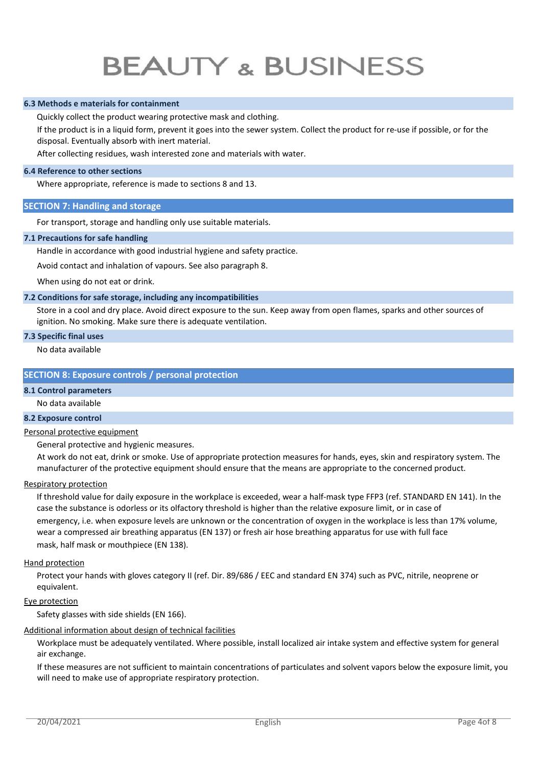### 6.3 Methods e materials for containment

Quickly collect the product wearing protective mask and clothing.

If the product is in a liquid form, prevent it goes into the sewer system. Collect the product for re-use if possible, or for the disposal. Eventually absorb with inert material.

After collecting residues, wash interested zone and materials with water.

### 6.4 Reference to other sections

Where appropriate, reference is made to sections 8 and 13.

## SECTION 7: Handling and storage

For transport, storage and handling only use suitable materials.

### 7.1 Precautions for safe handling

Handle in accordance with good industrial hygiene and safety practice.

Avoid contact and inhalation of vapours. See also paragraph 8.

When using do not eat or drink.

### 7.2 Conditions for safe storage, including any incompatibilities

Store in a cool and dry place. Avoid direct exposure to the sun. Keep away from open flames, sparks and other sources of ignition. No smoking. Make sure there is adequate ventilation.

### 7.3 Specific final uses

No data available

## SECTION 8: Exposure controls / personal protection

### 8.1 Control parameters

No data available

### 8.2 Exposure control

Personal protective equipment

General protective and hygienic measures.

At work do not eat, drink or smoke. Use of appropriate protection measures for hands, eyes, skin and respiratory system. The manufacturer of the protective equipment should ensure that the means are appropriate to the concerned product.

Respiratory protection

If threshold value for daily exposure in the workplace is exceeded, wear a half-mask type FFP3 (ref. STANDARD EN 141). In the case the substance is odorless or its olfactory threshold is higher than the relative exposure limit, or in case of emergency, i.e. when exposure levels are unknown or the concentration of oxygen in the workplace is less than 17% volume, wear a compressed air breathing apparatus (EN 137) or fresh air hose breathing apparatus for use with full face mask, half mask or mouthpiece (EN 138).

Hand protection

Protect your hands with gloves category II (ref. Dir. 89/686 / EEC and standard EN 374) such as PVC, nitrile, neoprene or equivalent.

Eye protection

Safety glasses with side shields (EN 166).

Additional information about design of technical facilities

Workplace must be adequately ventilated. Where possible, install localized air intake system and effective system for general air exchange.

If these measures are not sufficient to maintain concentrations of particulates and solvent vapors below the exposure limit, you will need to make use of appropriate respiratory protection.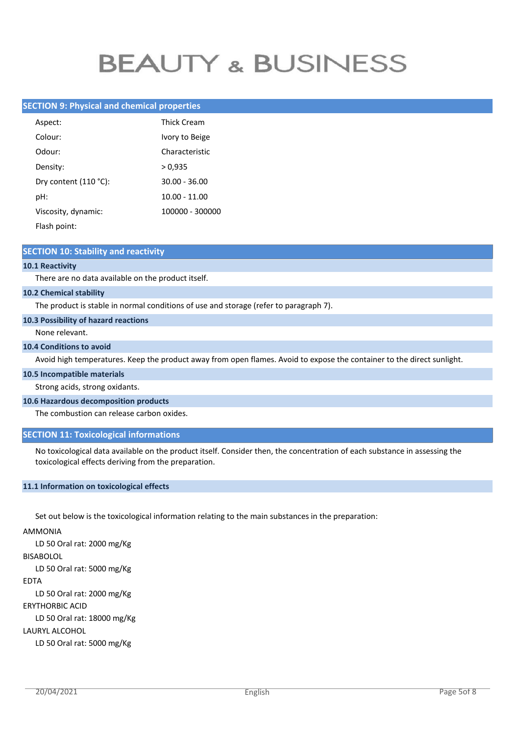## SECTION 9: Physical and chemical properties

| | |
|---|---|
| Aspect: | Thick Cream |
| Colour: | Ivory to Beige |
| Odour: | Characteristic |
| Density: | > 0,935 |
| Dry content (110 °C): | 30.00 - 36.00 |
| pH: | 10.00 - 11.00 |
| Viscosity, dynamic: | 100000 - 300000 |
| Flash point: | |

## SECTION 10: Stability and reactivity

### 10.1 Reactivity

There are no data available on the product itself.

### 10.2 Chemical stability

The product is stable in normal conditions of use and storage (refer to paragraph 7).

### 10.3 Possibility of hazard reactions

None relevant.

### 10.4 Conditions to avoid

Avoid high temperatures. Keep the product away from open flames. Avoid to expose the container to the direct sunlight.

### 10.5 Incompatible materials

Strong acids, strong oxidants.

### 10.6 Hazardous decomposition products

The combustion can release carbon oxides.

## SECTION 11: Toxicological informations

No toxicological data available on the product itself. Consider then, the concentration of each substance in assessing the toxicological effects deriving from the preparation.

### 11.1 Information on toxicological effects

Set out below is the toxicological information relating to the main substances in the preparation:

AMMONIA

LD 50 Oral rat: 2000 mg/Kg

BISABOLOL

LD 50 Oral rat: 5000 mg/Kg

EDTA

LD 50 Oral rat: 2000 mg/Kg

ERYTHORBIC ACID

LD 50 Oral rat: 18000 mg/Kg

LAURYL ALCOHOL

LD 50 Oral rat: 5000 mg/Kg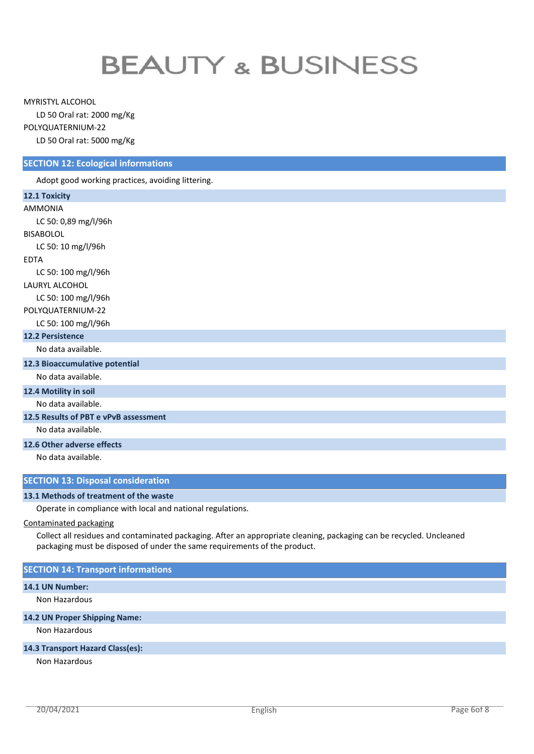MYRISTYL ALCOHOL

LD 50 Oral rat: 2000 mg/Kg

POLYQUATERNIUM-22

LD 50 Oral rat: 5000 mg/Kg

## SECTION 12: Ecological informations

Adopt good working practices, avoiding littering.

### 12.1 Toxicity

AMMONIA

LC 50: 0,89 mg/l/96h

BISABOLOL

LC 50: 10 mg/l/96h

EDTA

LC 50: 100 mg/l/96h

LAURYL ALCOHOL

LC 50: 100 mg/l/96h

POLYQUATERNIUM-22

LC 50: 100 mg/l/96h

### 12.2 Persistence

No data available.

### 12.3 Bioaccumulative potential

No data available.

### 12.4 Motility in soil

No data available.

### 12.5 Results of PBT e vPvB assessment

No data available.

### 12.6 Other adverse effects

No data available.

## SECTION 13: Disposal consideration

### 13.1 Methods of treatment of the waste

Operate in compliance with local and national regulations.

Contaminated packaging

Collect all residues and contaminated packaging. After an appropriate cleaning, packaging can be recycled. Uncleaned packaging must be disposed of under the same requirements of the product.

## SECTION 14: Transport informations

### 14.1 UN Number:

Non Hazardous

### 14.2 UN Proper Shipping Name:

Non Hazardous

### 14.3 Transport Hazard Class(es):

Non Hazardous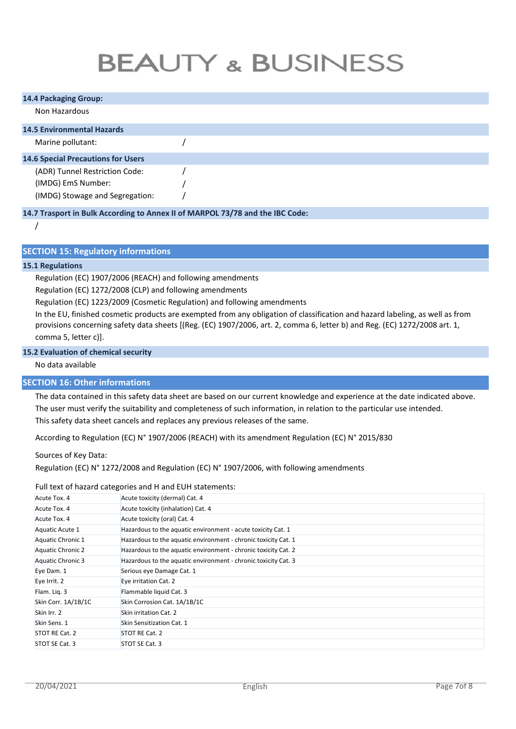### 14.4 Packaging Group:

Non Hazardous

### 14.5 Environmental Hazards

Marine pollutant: /

### 14.6 Special Precautions for Users

(ADR) Tunnel Restriction Code: /

(IMDG) EmS Number: /

(IMDG) Stowage and Segregation: /

### 14.7 Trasport in Bulk According to Annex II of MARPOL 73/78 and the IBC Code:

/

## SECTION 15: Regulatory informations

### 15.1 Regulations

Regulation (EC) 1907/2006 (REACH) and following amendments

Regulation (EC) 1272/2008 (CLP) and following amendments

Regulation (EC) 1223/2009 (Cosmetic Regulation) and following amendments

In the EU, finished cosmetic products are exempted from any obligation of classification and hazard labeling, as well as from provisions concerning safety data sheets [(Reg. (EC) 1907/2006, art. 2, comma 6, letter b) and Reg. (EC) 1272/2008 art. 1, comma 5, letter c)].

### 15.2 Evaluation of chemical security

No data available

## SECTION 16: Other informations

The data contained in this safety data sheet are based on our current knowledge and experience at the date indicated above.
The user must verify the suitability and completeness of such information, in relation to the particular use intended.
This safety data sheet cancels and replaces any previous releases of the same.

According to Regulation (EC) N° 1907/2006 (REACH) with its amendment Regulation (EC) N° 2015/830

Sources of Key Data:
Regulation (EC) N° 1272/2008 and Regulation (EC) N° 1907/2006, with following amendments

Full text of hazard categories and H and EUH statements:

| | |
|---|---|
| Acute Tox. 4 | Acute toxicity (dermal) Cat. 4 |
| Acute Tox. 4 | Acute toxicity (inhalation) Cat. 4 |
| Acute Tox. 4 | Acute toxicity (oral) Cat. 4 |
| Aquatic Acute 1 | Hazardous to the aquatic environment - acute toxicity Cat. 1 |
| Aquatic Chronic 1 | Hazardous to the aquatic environment - chronic toxicity Cat. 1 |
| Aquatic Chronic 2 | Hazardous to the aquatic environment - chronic toxicity Cat. 2 |
| Aquatic Chronic 3 | Hazardous to the aquatic environment - chronic toxicity Cat. 3 |
| Eye Dam. 1 | Serious eye Damage Cat. 1 |
| Eye Irrit. 2 | Eye irritation Cat. 2 |
| Flam. Liq. 3 | Flammable liquid Cat. 3 |
| Skin Corr. 1A/1B/1C | Skin Corrosion Cat. 1A/1B/1C |
| Skin Irr. 2 | Skin irritation Cat. 2 |
| Skin Sens. 1 | Skin Sensitization Cat. 1 |
| STOT RE Cat. 2 | STOT RE Cat. 2 |
| STOT SE Cat. 3 | STOT SE Cat. 3 |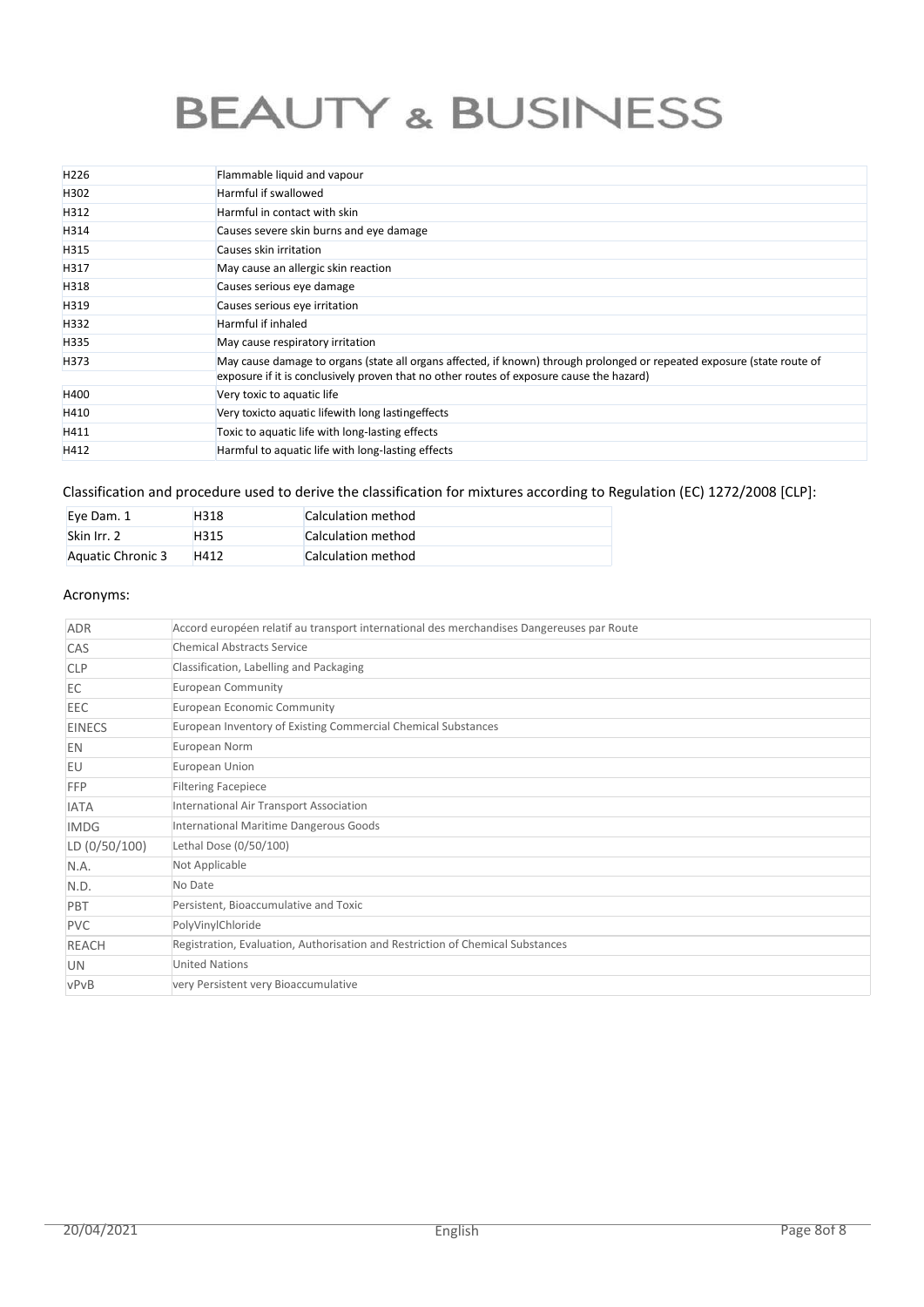| | |
|---|---|
| H226 | Flammable liquid and vapour |
| H302 | Harmful if swallowed |
| H312 | Harmful in contact with skin |
| H314 | Causes severe skin burns and eye damage |
| H315 | Causes skin irritation |
| H317 | May cause an allergic skin reaction |
| H318 | Causes serious eye damage |
| H319 | Causes serious eye irritation |
| H332 | Harmful if inhaled |
| H335 | May cause respiratory irritation |
| H373 | May cause damage to organs (state all organs affected, if known) through prolonged or repeated exposure (state route of exposure if it is conclusively proven that no other routes of exposure cause the hazard) |
| H400 | Very toxic to aquatic life |
| H410 | Very toxicto aquatic lifewith long lastingeffects |
| H411 | Toxic to aquatic life with long-lasting effects |
| H412 | Harmful to aquatic life with long-lasting effects |

Classification and procedure used to derive the classification for mixtures according to Regulation (EC) 1272/2008 [CLP]:

| | | |
|---|---|---|
| Eye Dam. 1 | H318 | Calculation method |
| Skin Irr. 2 | H315 | Calculation method |
| Aquatic Chronic 3 | H412 | Calculation method |

Acronyms:

| | |
|---|---|
| ADR | Accord européen relatif au transport international des merchandises Dangereuses par Route |
| CAS | Chemical Abstracts Service |
| CLP | Classification, Labelling and Packaging |
| EC | European Community |
| EEC | European Economic Community |
| EINECS | European Inventory of Existing Commercial Chemical Substances |
| EN | European Norm |
| EU | European Union |
| FFP | Filtering Facepiece |
| IATA | International Air Transport Association |
| IMDG | International Maritime Dangerous Goods |
| LD (0/50/100) | Lethal Dose (0/50/100) |
| N.A. | Not Applicable |
| N.D. | No Date |
| PBT | Persistent, Bioaccumulative and Toxic |
| PVC | PolyVinylChloride |
| REACH | Registration, Evaluation, Authorisation and Restriction of Chemical Substances |
| UN | United Nations |
| vPvB | very Persistent very Bioaccumulative |